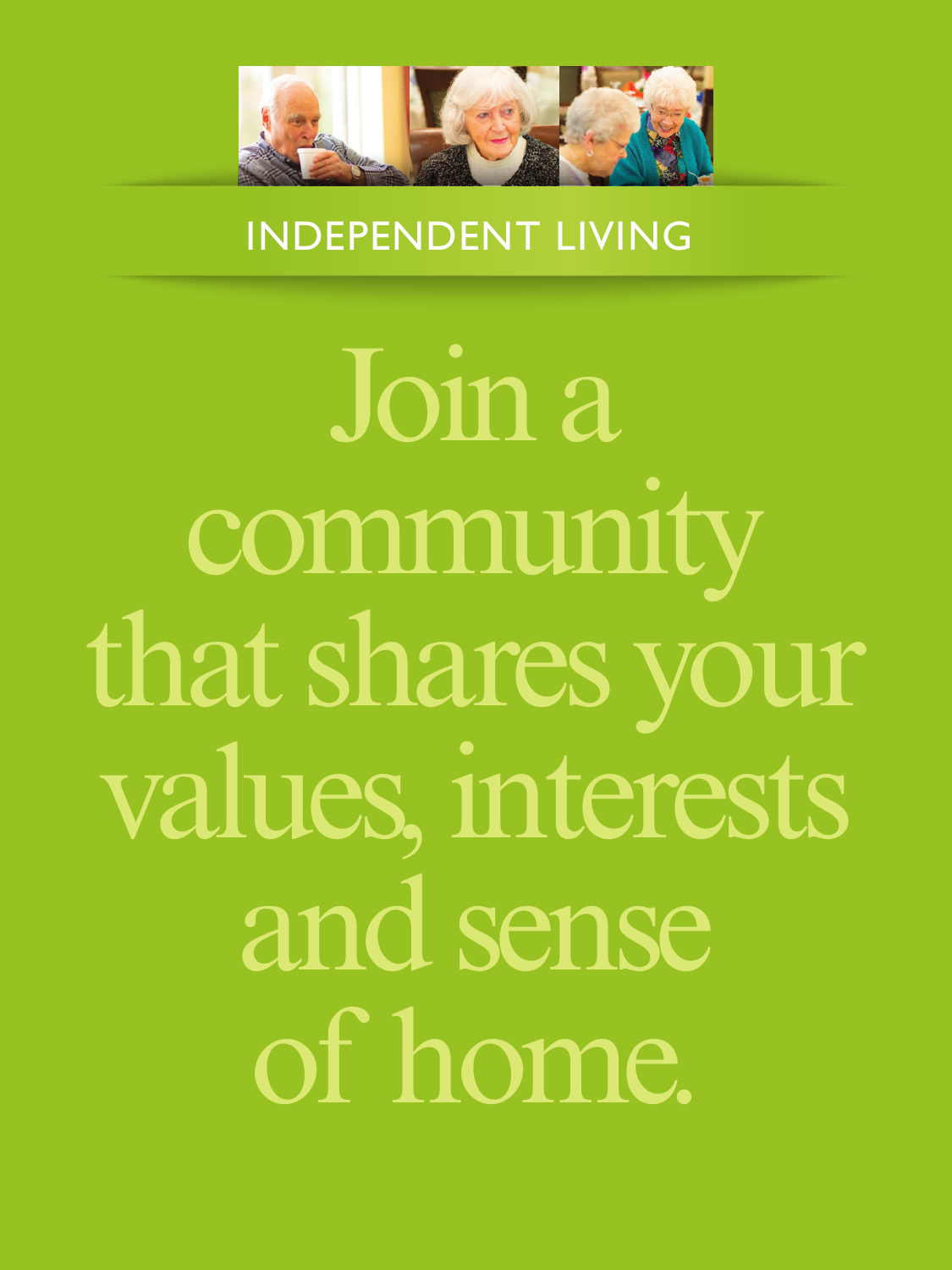INDEPENDENT LIVING

# Join a community that shares your values, interests and sense of home.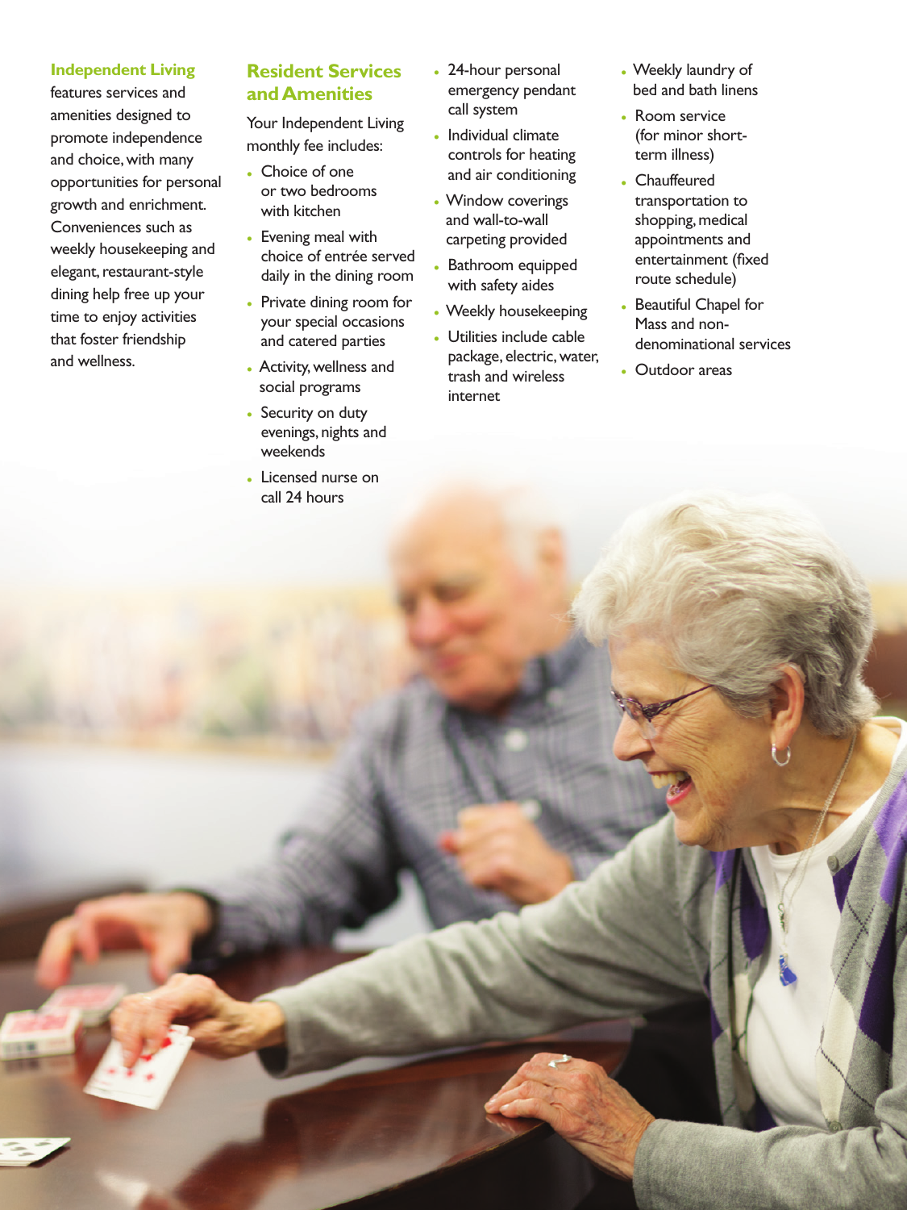**Independent Living** features services and amenities designed to promote independence and choice, with many opportunities for personal growth and enrichment. Conveniences such as weekly housekeeping and elegant, restaurant-style dining help free up your time to enjoy activities that foster friendship and wellness.

## Resident Services and Amenities

Your Independent Living monthly fee includes:

- Choice of one or two bedrooms with kitchen
- Evening meal with choice of entrée served daily in the dining room
- Private dining room for your special occasions and catered parties
- Activity, wellness and social programs
- Security on duty evenings, nights and weekends
- Licensed nurse on call 24 hours
- 24-hour personal emergency pendant call system
- Individual climate controls for heating and air conditioning
- Window coverings and wall-to-wall carpeting provided
- Bathroom equipped with safety aides
- Weekly housekeeping
- Utilities include cable package, electric, water, trash and wireless internet
- Weekly laundry of bed and bath linens
- Room service (for minor short-term illness)
- Chauffeured transportation to shopping, medical appointments and entertainment (fixed route schedule)
- Beautiful Chapel for Mass and non-denominational services
- Outdoor areas